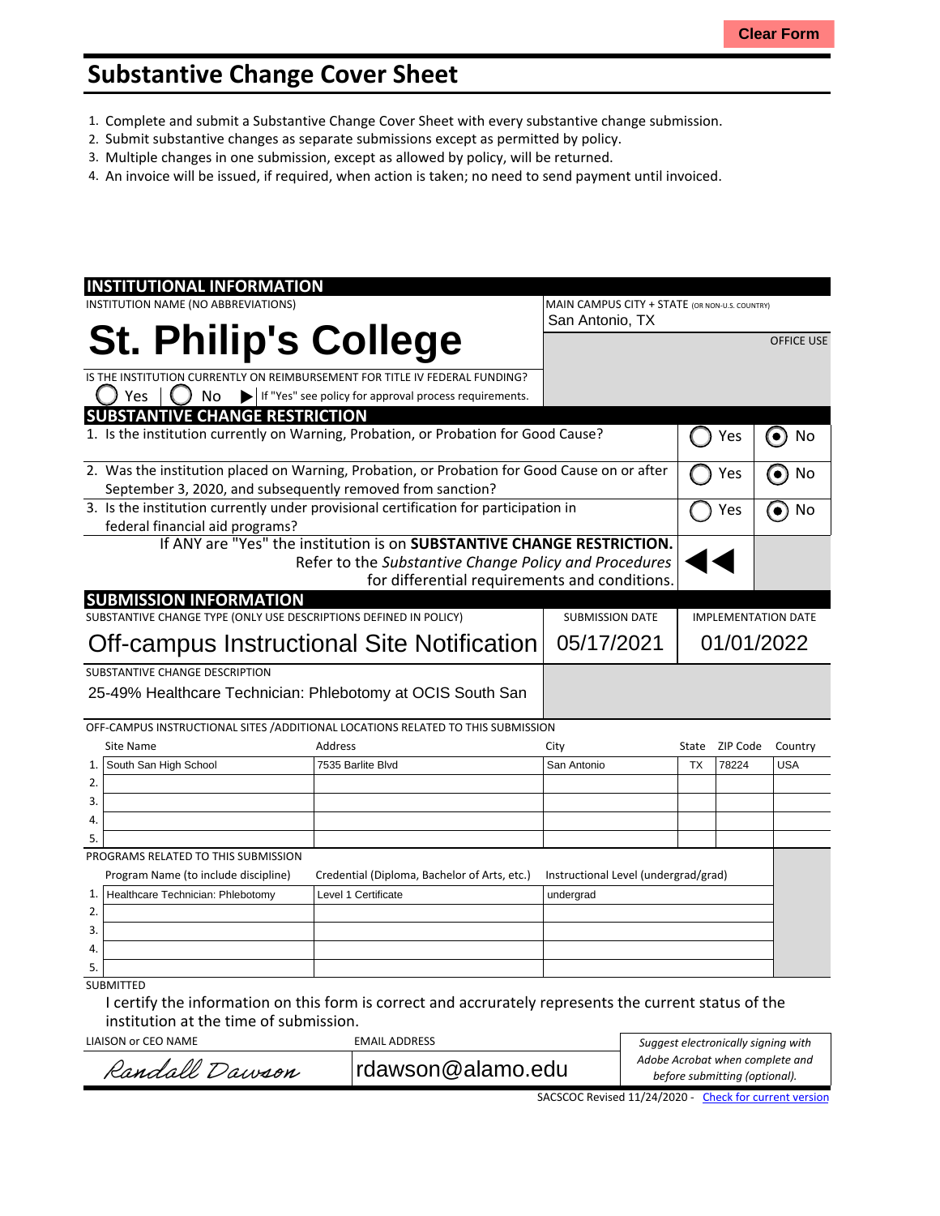Clear Form

# Substantive Change Cover Sheet

1. Complete and submit a Substantive Change Cover Sheet with every substantive change submission.
2. Submit substantive changes as separate submissions except as permitted by policy.
3. Multiple changes in one submission, except as allowed by policy, will be returned.
4. An invoice will be issued, if required, when action is taken; no need to send payment until invoiced.

## INSTITUTIONAL INFORMATION

INSTITUTION NAME (NO ABBREVIATIONS)

# St. Philip's College

MAIN CAMPUS CITY + STATE (OR NON-U.S. COUNTRY)
San Antonio, TX

OFFICE USE

IS THE INSTITUTION CURRENTLY ON REIMBURSEMENT FOR TITLE IV FEDERAL FUNDING?
◯ Yes | ◯ No ▶ If "Yes" see policy for approval process requirements.

## SUBSTANTIVE CHANGE RESTRICTION

| | Yes | No |
|---|---|---|
| 1. Is the institution currently on Warning, Probation, or Probation for Good Cause? | ◯ | ◉ |
| 2. Was the institution placed on Warning, Probation, or Probation for Good Cause on or after September 3, 2020, and subsequently removed from sanction? | ◯ | ◉ |
| 3. Is the institution currently under provisional certification for participation in federal financial aid programs? | ◯ | ◉ |

If ANY are "Yes" the institution is on **SUBSTANTIVE CHANGE RESTRICTION.** Refer to the *Substantive Change Policy and Procedures* for differential requirements and conditions. ◀◀

## SUBMISSION INFORMATION

| SUBSTANTIVE CHANGE TYPE (ONLY USE DESCRIPTIONS DEFINED IN POLICY) | SUBMISSION DATE | IMPLEMENTATION DATE |
|---|---|---|
| Off-campus Instructional Site Notification | 05/17/2021 | 01/01/2022 |

SUBSTANTIVE CHANGE DESCRIPTION
25-49% Healthcare Technician: Phlebotomy at OCIS South San

OFF-CAMPUS INSTRUCTIONAL SITES /ADDITIONAL LOCATIONS RELATED TO THIS SUBMISSION

| | Site Name | Address | City | State | ZIP Code | Country |
|---|---|---|---|---|---|---|
| 1. | South San High School | 7535 Barlite Blvd | San Antonio | TX | 78224 | USA |
| 2. | | | | | | |
| 3. | | | | | | |
| 4. | | | | | | |
| 5. | | | | | | |

PROGRAMS RELATED TO THIS SUBMISSION

| | Program Name (to include discipline) | Credential (Diploma, Bachelor of Arts, etc.) | Instructional Level (undergrad/grad) |
|---|---|---|---|
| 1. | Healthcare Technician: Phlebotomy | Level 1 Certificate | undergrad |
| 2. | | | |
| 3. | | | |
| 4. | | | |
| 5. | | | |

SUBMITTED

I certify the information on this form is correct and accrurately represents the current status of the institution at the time of submission.

| LIAISON or CEO NAME | EMAIL ADDRESS | |
|---|---|---|
| Randall Dawson | rdawson@alamo.edu | *Suggest electronically signing with Adobe Acrobat when complete and before submitting (optional).* |

SACSCOC Revised 11/24/2020 - Check for current version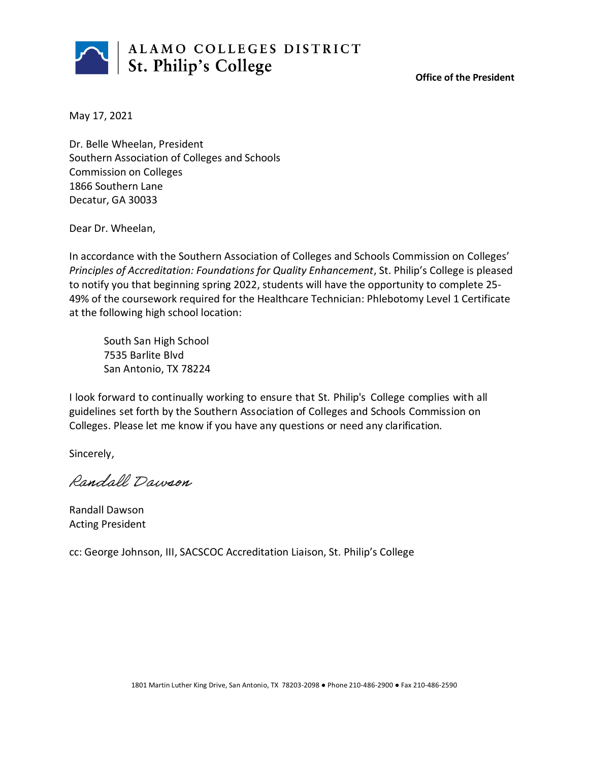**ALAMO COLLEGES DISTRICT**
**St. Philip's College**

**Office of the President**

May 17, 2021

Dr. Belle Wheelan, President
Southern Association of Colleges and Schools
Commission on Colleges
1866 Southern Lane
Decatur, GA 30033

Dear Dr. Wheelan,

In accordance with the Southern Association of Colleges and Schools Commission on Colleges' *Principles of Accreditation: Foundations for Quality Enhancement*, St. Philip's College is pleased to notify you that beginning spring 2022, students will have the opportunity to complete 25-49% of the coursework required for the Healthcare Technician: Phlebotomy Level 1 Certificate at the following high school location:

> South San High School
> 7535 Barlite Blvd
> San Antonio, TX 78224

I look forward to continually working to ensure that St. Philip's College complies with all guidelines set forth by the Southern Association of Colleges and Schools Commission on Colleges. Please let me know if you have any questions or need any clarification.

Sincerely,

*Randall Dawson*

Randall Dawson
Acting President

cc: George Johnson, III, SACSCOC Accreditation Liaison, St. Philip's College

1801 Martin Luther King Drive, San Antonio, TX 78203-2098 ● Phone 210-486-2900 ● Fax 210-486-2590